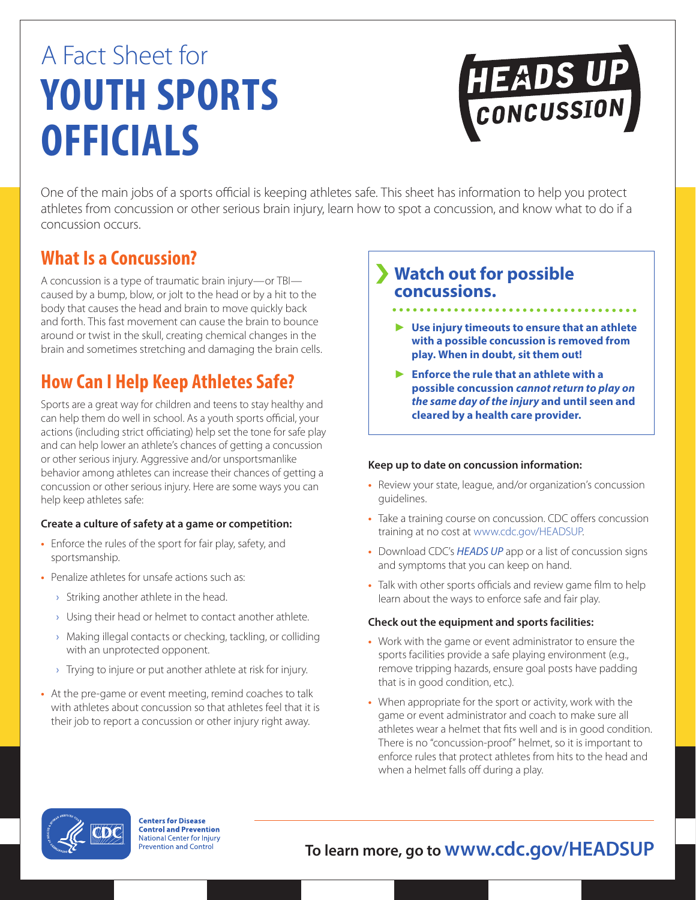# A Fact Sheet for YOUTH SPORTS OFFICIALS

HEADS UP CONCUSSION

One of the main jobs of a sports official is keeping athletes safe. This sheet has information to help you protect athletes from concussion or other serious brain injury, learn how to spot a concussion, and know what to do if a concussion occurs.

## What Is a Concussion?

A concussion is a type of traumatic brain injury—or TBI—caused by a bump, blow, or jolt to the head or by a hit to the body that causes the head and brain to move quickly back and forth. This fast movement can cause the brain to bounce around or twist in the skull, creating chemical changes in the brain and sometimes stretching and damaging the brain cells.

## How Can I Help Keep Athletes Safe?

Sports are a great way for children and teens to stay healthy and can help them do well in school. As a youth sports official, your actions (including strict officiating) help set the tone for safe play and can help lower an athlete's chances of getting a concussion or other serious injury. Aggressive and/or unsportsmanlike behavior among athletes can increase their chances of getting a concussion or other serious injury. Here are some ways you can help keep athletes safe:

**Create a culture of safety at a game or competition:**

- Enforce the rules of the sport for fair play, safety, and sportsmanship.
- Penalize athletes for unsafe actions such as:
  - Striking another athlete in the head.
  - Using their head or helmet to contact another athlete.
  - Making illegal contacts or checking, tackling, or colliding with an unprotected opponent.
  - Trying to injure or put another athlete at risk for injury.
- At the pre-game or event meeting, remind coaches to talk with athletes about concussion so that athletes feel that it is their job to report a concussion or other injury right away.

### Watch out for possible concussions.

- **Use injury timeouts to ensure that an athlete with a possible concussion is removed from play. When in doubt, sit them out!**
- **Enforce the rule that an athlete with a possible concussion *cannot return to play on the same day of the injury* and until seen and cleared by a health care provider.**

**Keep up to date on concussion information:**

- Review your state, league, and/or organization's concussion guidelines.
- Take a training course on concussion. CDC offers concussion training at no cost at www.cdc.gov/HEADSUP.
- Download CDC's *HEADS UP* app or a list of concussion signs and symptoms that you can keep on hand.
- Talk with other sports officials and review game film to help learn about the ways to enforce safe and fair play.

**Check out the equipment and sports facilities:**

- Work with the game or event administrator to ensure the sports facilities provide a safe playing environment (e.g., remove tripping hazards, ensure goal posts have padding that is in good condition, etc.).
- When appropriate for the sport or activity, work with the game or event administrator and coach to make sure all athletes wear a helmet that fits well and is in good condition. There is no "concussion-proof" helmet, so it is important to enforce rules that protect athletes from hits to the head and when a helmet falls off during a play.

Centers for Disease Control and Prevention
National Center for Injury Prevention and Control

**To learn more, go to www.cdc.gov/HEADSUP**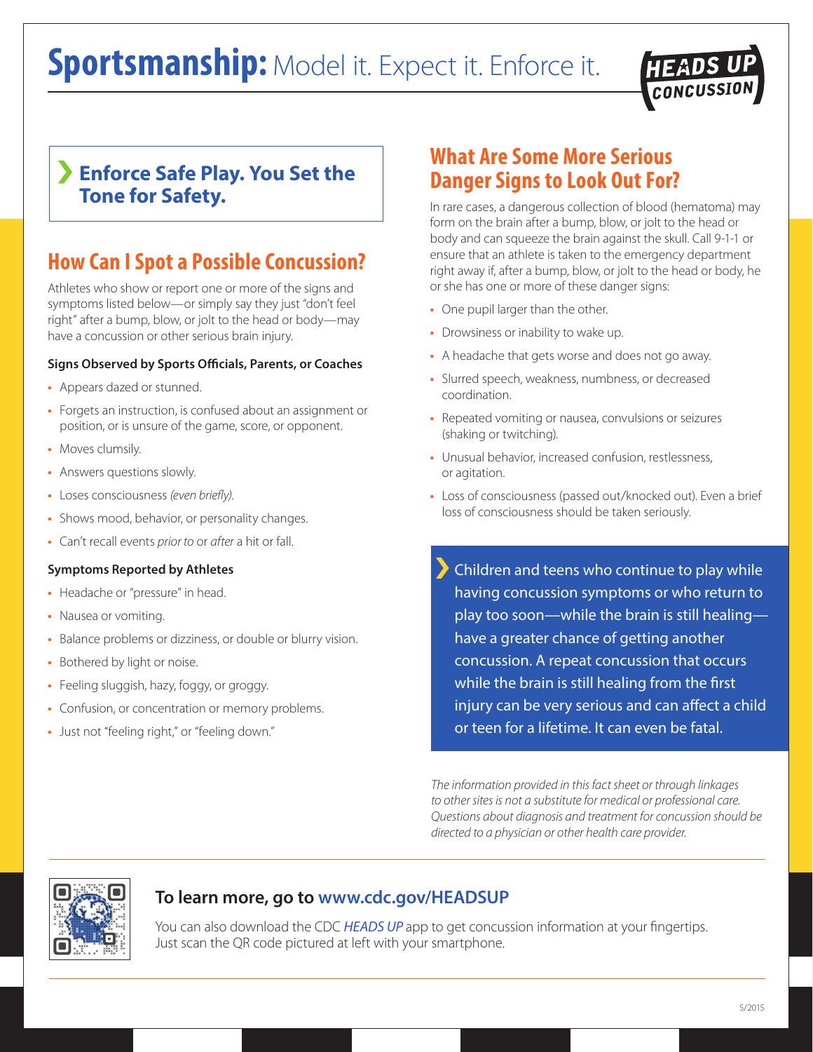# **Sportsmanship:** Model it. Expect it. Enforce it.

## Enforce Safe Play. You Set the Tone for Safety.

## How Can I Spot a Possible Concussion?

Athletes who show or report one or more of the signs and symptoms listed below—or simply say they just "don't feel right" after a bump, blow, or jolt to the head or body—may have a concussion or other serious brain injury.

**Signs Observed by Sports Officials, Parents, or Coaches**

- Appears dazed or stunned.
- Forgets an instruction, is confused about an assignment or position, or is unsure of the game, score, or opponent.
- Moves clumsily.
- Answers questions slowly.
- Loses consciousness *(even briefly)*.
- Shows mood, behavior, or personality changes.
- Can't recall events *prior to* or *after* a hit or fall.

**Symptoms Reported by Athletes**

- Headache or "pressure" in head.
- Nausea or vomiting.
- Balance problems or dizziness, or double or blurry vision.
- Bothered by light or noise.
- Feeling sluggish, hazy, foggy, or groggy.
- Confusion, or concentration or memory problems.
- Just not "feeling right," or "feeling down."

## What Are Some More Serious Danger Signs to Look Out For?

In rare cases, a dangerous collection of blood (hematoma) may form on the brain after a bump, blow, or jolt to the head or body and can squeeze the brain against the skull. Call 9-1-1 or ensure that an athlete is taken to the emergency department right away if, after a bump, blow, or jolt to the head or body, he or she has one or more of these danger signs:

- One pupil larger than the other.
- Drowsiness or inability to wake up.
- A headache that gets worse and does not go away.
- Slurred speech, weakness, numbness, or decreased coordination.
- Repeated vomiting or nausea, convulsions or seizures (shaking or twitching).
- Unusual behavior, increased confusion, restlessness, or agitation.
- Loss of consciousness (passed out/knocked out). Even a brief loss of consciousness should be taken seriously.

Children and teens who continue to play while having concussion symptoms or who return to play too soon—while the brain is still healing—have a greater chance of getting another concussion. A repeat concussion that occurs while the brain is still healing from the first injury can be very serious and can affect a child or teen for a lifetime. It can even be fatal.

*The information provided in this fact sheet or through linkages to other sites is not a substitute for medical or professional care. Questions about diagnosis and treatment for concussion should be directed to a physician or other health care provider.*

### To learn more, go to www.cdc.gov/HEADSUP

You can also download the CDC *HEADS UP* app to get concussion information at your fingertips. Just scan the QR code pictured at left with your smartphone.

5/2015